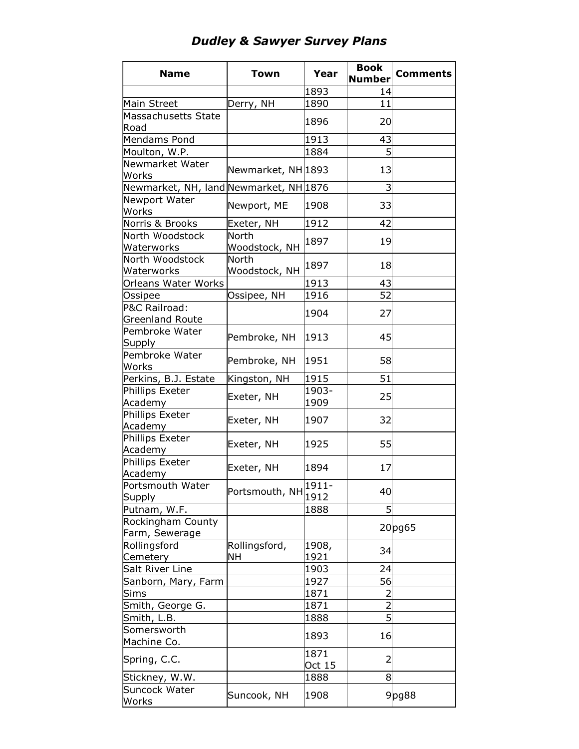## *Dudley & Sawyer Survey Plans*

| Name | Town | Year | Book Number | Comments |
|---|---|---|---|---|
| | | 1893 | 14 | |
| Main Street | Derry, NH | 1890 | 11 | |
| Massachusetts State Road | | 1896 | 20 | |
| Mendams Pond | | 1913 | 43 | |
| Moulton, W.P. | | 1884 | 5 | |
| Newmarket Water Works | Newmarket, NH | 1893 | 13 | |
| Newmarket, NH, land | Newmarket, NH | 1876 | 3 | |
| Newport Water Works | Newport, ME | 1908 | 33 | |
| Norris & Brooks | Exeter, NH | 1912 | 42 | |
| North Woodstock Waterworks | North Woodstock, NH | 1897 | 19 | |
| North Woodstock Waterworks | North Woodstock, NH | 1897 | 18 | |
| Orleans Water Works | | 1913 | 43 | |
| Ossipee | Ossipee, NH | 1916 | 52 | |
| P&C Railroad: Greenland Route | | 1904 | 27 | |
| Pembroke Water Supply | Pembroke, NH | 1913 | 45 | |
| Pembroke Water Works | Pembroke, NH | 1951 | 58 | |
| Perkins, B.J. Estate | Kingston, NH | 1915 | 51 | |
| Phillips Exeter Academy | Exeter, NH | 1903-1909 | 25 | |
| Phillips Exeter Academy | Exeter, NH | 1907 | 32 | |
| Phillips Exeter Academy | Exeter, NH | 1925 | 55 | |
| Phillips Exeter Academy | Exeter, NH | 1894 | 17 | |
| Portsmouth Water Supply | Portsmouth, NH | 1911-1912 | 40 | |
| Putnam, W.F. | | 1888 | 5 | |
| Rockingham County Farm, Sewerage | | | 20 | pg65 |
| Rollingsford Cemetery | Rollingsford, NH | 1908, 1921 | 34 | |
| Salt River Line | | 1903 | 24 | |
| Sanborn, Mary, Farm | | 1927 | 56 | |
| Sims | | 1871 | 2 | |
| Smith, George G. | | 1871 | 2 | |
| Smith, L.B. | | 1888 | 5 | |
| Somersworth Machine Co. | | 1893 | 16 | |
| Spring, C.C. | | 1871 Oct 15 | 2 | |
| Stickney, W.W. | | 1888 | 8 | |
| Suncock Water Works | Suncook, NH | 1908 | 9 | pg88 |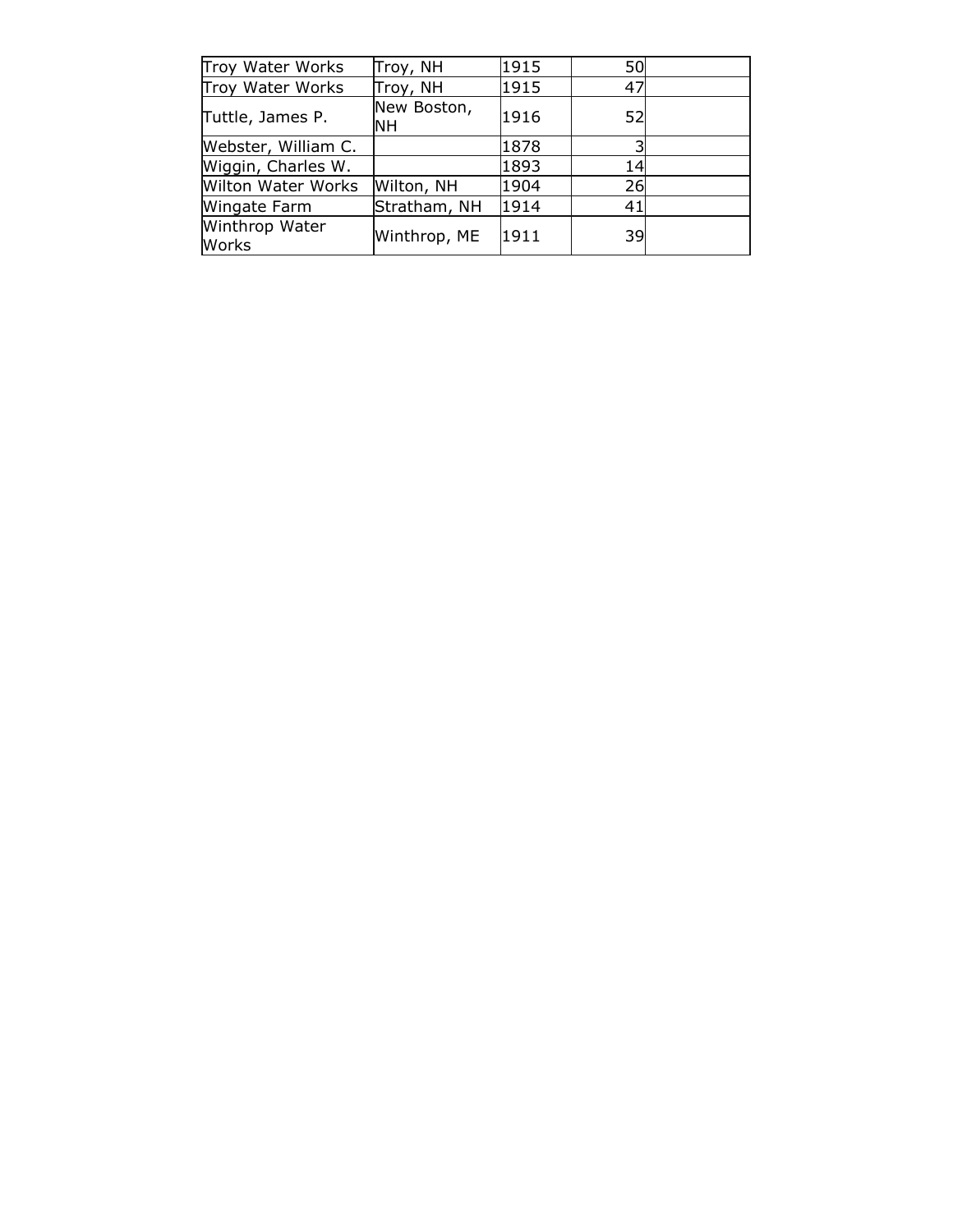| | | | | |
|---|---|---|---|---|
| Troy Water Works | Troy, NH | 1915 | 50 | |
| Troy Water Works | Troy, NH | 1915 | 47 | |
| Tuttle, James P. | New Boston, NH | 1916 | 52 | |
| Webster, William C. | | 1878 | 3 | |
| Wiggin, Charles W. | | 1893 | 14 | |
| Wilton Water Works | Wilton, NH | 1904 | 26 | |
| Wingate Farm | Stratham, NH | 1914 | 41 | |
| Winthrop Water Works | Winthrop, ME | 1911 | 39 | |